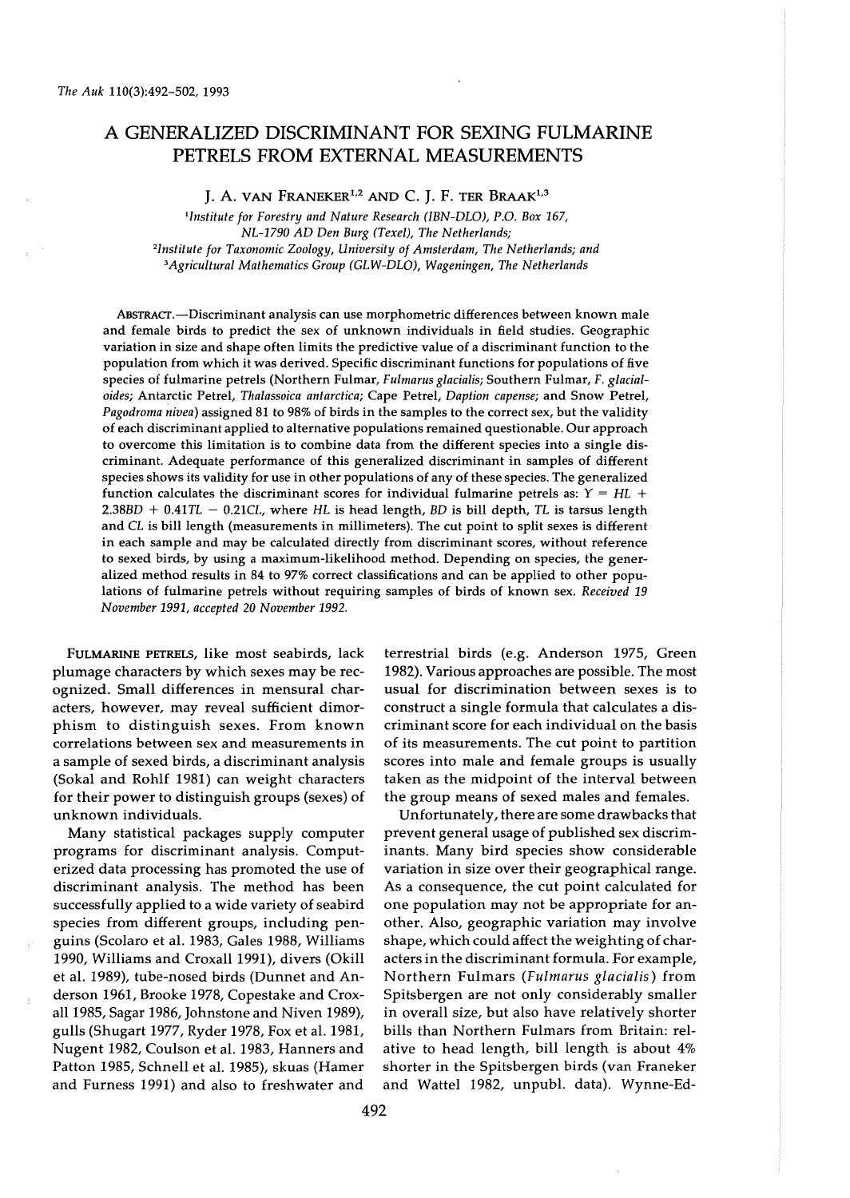# A GENERALIZED DISCRIMINANT FOR SEXING FULMARINE PETRELS FROM EXTERNAL MEASUREMENTS

J. A. VAN FRANEKER[1,2] AND C. J. F. TER BRAAK[1,3]

[1]Institute for Forestry and Nature Research (IBN-DLO), P.O. Box 167, NL-1790 AD Den Burg (Texel), The Netherlands;
[2]Institute for Taxonomic Zoology, University of Amsterdam, The Netherlands; and
[3]Agricultural Mathematics Group (GLW-DLO), Wageningen, The Netherlands

ABSTRACT.—Discriminant analysis can use morphometric differences between known male and female birds to predict the sex of unknown individuals in field studies. Geographic variation in size and shape often limits the predictive value of a discriminant function to the population from which it was derived. Specific discriminant functions for populations of five species of fulmarine petrels (Northern Fulmar, *Fulmarus glacialis*; Southern Fulmar, *F. glacialoides*; Antarctic Petrel, *Thalassoica antarctica*; Cape Petrel, *Daption capense*; and Snow Petrel, *Pagodroma nivea*) assigned 81 to 98% of birds in the samples to the correct sex, but the validity of each discriminant applied to alternative populations remained questionable. Our approach to overcome this limitation is to combine data from the different species into a single discriminant. Adequate performance of this generalized discriminant in samples of different species shows its validity for use in other populations of any of these species. The generalized function calculates the discriminant scores for individual fulmarine petrels as: $Y = HL + 2.38BD + 0.41TL - 0.21CL$, where $HL$ is head length, $BD$ is bill depth, $TL$ is tarsus length and $CL$ is bill length (measurements in millimeters). The cut point to split sexes is different in each sample and may be calculated directly from discriminant scores, without reference to sexed birds, by using a maximum-likelihood method. Depending on species, the generalized method results in 84 to 97% correct classifications and can be applied to other populations of fulmarine petrels without requiring samples of birds of known sex. *Received 19 November 1991, accepted 20 November 1992.*

FULMARINE PETRELS, like most seabirds, lack plumage characters by which sexes may be recognized. Small differences in mensural characters, however, may reveal sufficient dimorphism to distinguish sexes. From known correlations between sex and measurements in a sample of sexed birds, a discriminant analysis (Sokal and Rohlf 1981) can weight characters for their power to distinguish groups (sexes) of unknown individuals.

Many statistical packages supply computer programs for discriminant analysis. Computerized data processing has promoted the use of discriminant analysis. The method has been successfully applied to a wide variety of seabird species from different groups, including penguins (Scolaro et al. 1983, Gales 1988, Williams 1990, Williams and Croxall 1991), divers (Okill et al. 1989), tube-nosed birds (Dunnet and Anderson 1961, Brooke 1978, Copestake and Croxall 1985, Sagar 1986, Johnstone and Niven 1989), gulls (Shugart 1977, Ryder 1978, Fox et al. 1981, Nugent 1982, Coulson et al. 1983, Hanners and Patton 1985, Schnell et al. 1985), skuas (Hamer and Furness 1991) and also to freshwater and terrestrial birds (e.g. Anderson 1975, Green 1982). Various approaches are possible. The most usual for discrimination between sexes is to construct a single formula that calculates a discriminant score for each individual on the basis of its measurements. The cut point to partition scores into male and female groups is usually taken as the midpoint of the interval between the group means of sexed males and females.

Unfortunately, there are some drawbacks that prevent general usage of published sex discriminants. Many bird species show considerable variation in size over their geographical range. As a consequence, the cut point calculated for one population may not be appropriate for another. Also, geographic variation may involve shape, which could affect the weighting of characters in the discriminant formula. For example, Northern Fulmars (*Fulmarus glacialis*) from Spitsbergen are not only considerably smaller in overall size, but also have relatively shorter bills than Northern Fulmars from Britain: relative to head length, bill length is about 4% shorter in the Spitsbergen birds (van Franeker and Wattel 1982, unpubl. data). Wynne-Ed-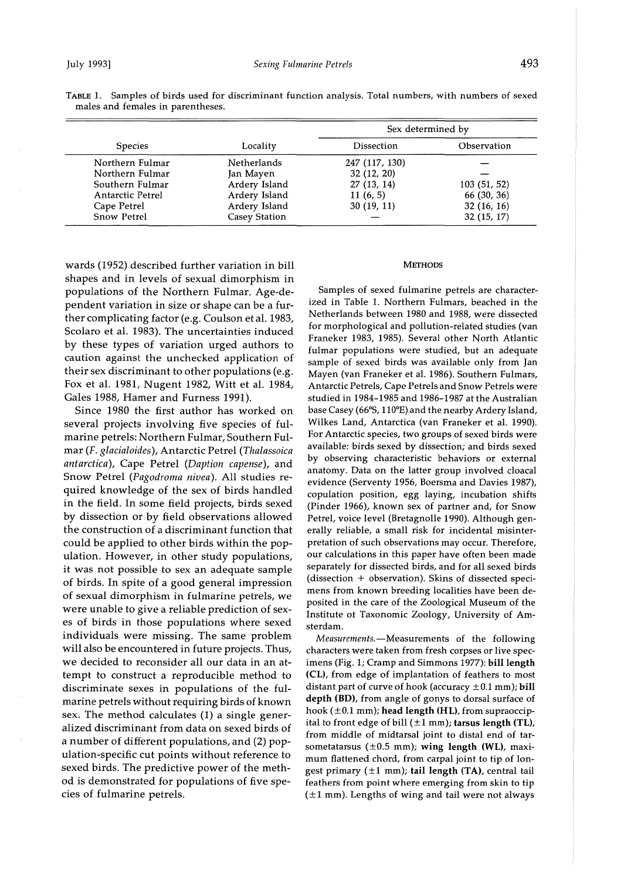TABLE 1. Samples of birds used for discriminant function analysis. Total numbers, with numbers of sexed males and females in parentheses.

| Species | Locality | Sex determined by | |
|---|---|---|---|
| | | Dissection | Observation |
| Northern Fulmar | Netherlands | 247 (117, 130) | — |
| Northern Fulmar | Jan Mayen | 32 (12, 20) | — |
| Southern Fulmar | Ardery Island | 27 (13, 14) | 103 (51, 52) |
| Antarctic Petrel | Ardery Island | 11 (6, 5) | 66 (30, 36) |
| Cape Petrel | Ardery Island | 30 (19, 11) | 32 (16, 16) |
| Snow Petrel | Casey Station | — | 32 (15, 17) |

wards (1952) described further variation in bill shapes and in levels of sexual dimorphism in populations of the Northern Fulmar. Age-dependent variation in size or shape can be a further complicating factor (e.g. Coulson et al. 1983, Scolaro et al. 1983). The uncertainties induced by these types of variation urged authors to caution against the unchecked application of their sex discriminant to other populations (e.g. Fox et al. 1981, Nugent 1982, Witt et al. 1984, Gales 1988, Hamer and Furness 1991).

Since 1980 the first author has worked on several projects involving five species of fulmarine petrels: Northern Fulmar, Southern Fulmar (*F. glacialoides*), Antarctic Petrel (*Thalassoica antarctica*), Cape Petrel (*Daption capense*), and Snow Petrel (*Pagodroma nivea*). All studies required knowledge of the sex of birds handled in the field. In some field projects, birds sexed by dissection or by field observations allowed the construction of a discriminant function that could be applied to other birds within the population. However, in other study populations, it was not possible to sex an adequate sample of birds. In spite of a good general impression of sexual dimorphism in fulmarine petrels, we were unable to give a reliable prediction of sexes of birds in those populations where sexed individuals were missing. The same problem will also be encountered in future projects. Thus, we decided to reconsider all our data in an attempt to construct a reproducible method to discriminate sexes in populations of the fulmarine petrels without requiring birds of known sex. The method calculates (1) a single generalized discriminant from data on sexed birds of a number of different populations, and (2) population-specific cut points without reference to sexed birds. The predictive power of the method is demonstrated for populations of five species of fulmarine petrels.

## METHODS

Samples of sexed fulmarine petrels are characterized in Table 1. Northern Fulmars, beached in the Netherlands between 1980 and 1988, were dissected for morphological and pollution-related studies (van Franeker 1983, 1985). Several other North Atlantic fulmar populations were studied, but an adequate sample of sexed birds was available only from Jan Mayen (van Franeker et al. 1986). Southern Fulmars, Antarctic Petrels, Cape Petrels and Snow Petrels were studied in 1984-1985 and 1986-1987 at the Australian base Casey (66°S, 110°E) and the nearby Ardery Island, Wilkes Land, Antarctica (van Franeker et al. 1990). For Antarctic species, two groups of sexed birds were available: birds sexed by dissection; and birds sexed by observing characteristic behaviors or external anatomy. Data on the latter group involved cloacal evidence (Serventy 1956, Boersma and Davies 1987), copulation position, egg laying, incubation shifts (Pinder 1966), known sex of partner and, for Snow Petrel, voice level (Bretagnolle 1990). Although generally reliable, a small risk for incidental misinterpretation of such observations may occur. Therefore, our calculations in this paper have often been made separately for dissected birds, and for all sexed birds (dissection + observation). Skins of dissected specimens from known breeding localities have been deposited in the care of the Zoological Museum of the Institute of Taxonomic Zoology, University of Amsterdam.

*Measurements.*—Measurements of the following characters were taken from fresh corpses or live specimens (Fig. 1; Cramp and Simmons 1977): **bill length (CL)**, from edge of implantation of feathers to most distant part of curve of hook (accuracy ±0.1 mm); **bill depth (BD)**, from angle of gonys to dorsal surface of hook (±0.1 mm); **head length (HL)**, from supraoccipital to front edge of bill (±1 mm); **tarsus length (TL)**, from middle of midtarsal joint to distal end of tarsometatarsus (±0.5 mm); **wing length (WL)**, maximum flattened chord, from carpal joint to tip of longest primary (±1 mm); **tail length (TA)**, central tail feathers from point where emerging from skin to tip (±1 mm). Lengths of wing and tail were not always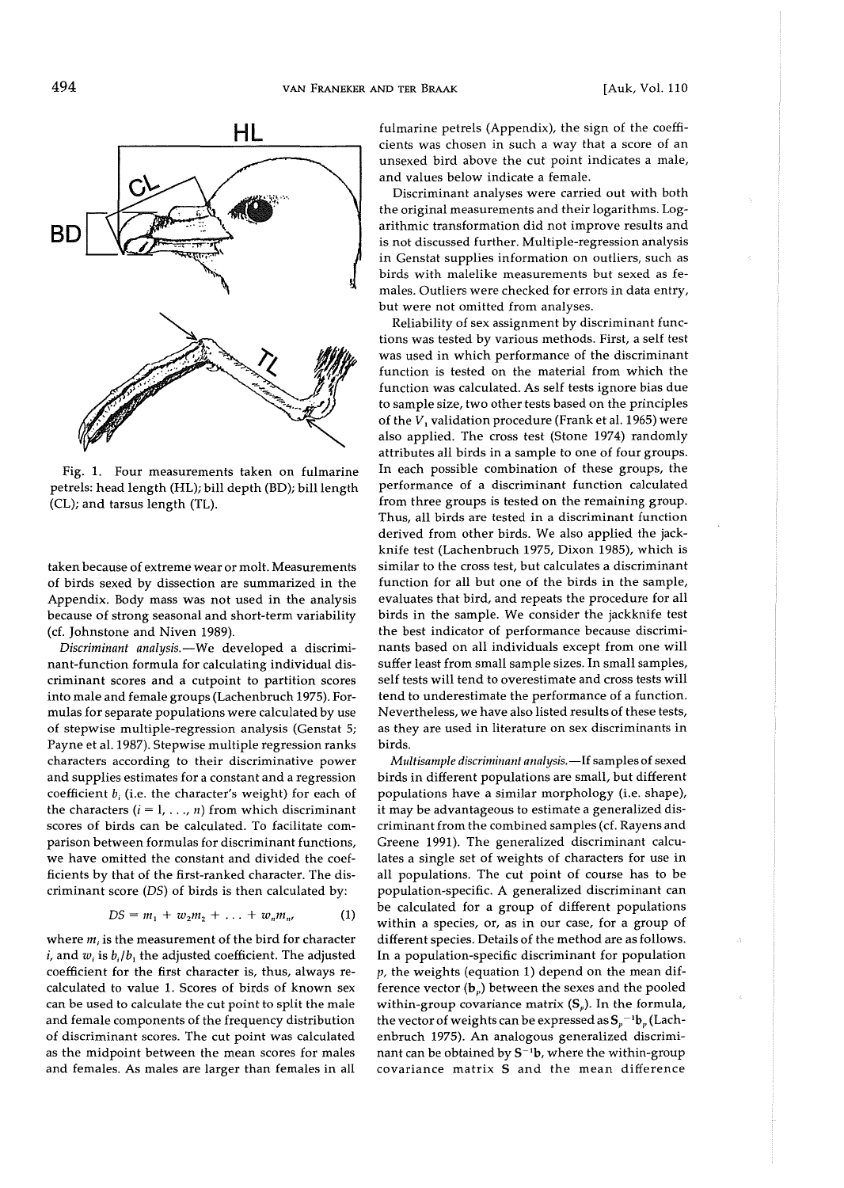HL

CL

BD

TL

Fig. 1. Four measurements taken on fulmarine petrels: head length (HL); bill depth (BD); bill length (CL); and tarsus length (TL).

taken because of extreme wear or molt. Measurements of birds sexed by dissection are summarized in the Appendix. Body mass was not used in the analysis because of strong seasonal and short-term variability (cf. Johnstone and Niven 1989).

*Discriminant analysis.*—We developed a discriminant-function formula for calculating individual discriminant scores and a cutpoint to partition scores into male and female groups (Lachenbruch 1975). Formulas for separate populations were calculated by use of stepwise multiple-regression analysis (Genstat 5; Payne et al. 1987). Stepwise multiple regression ranks characters according to their discriminative power and supplies estimates for a constant and a regression coefficient $b_i$ (i.e. the character's weight) for each of the characters ($i = 1, \ldots, n$) from which discriminant scores of birds can be calculated. To facilitate comparison between formulas for discriminant functions, we have omitted the constant and divided the coefficients by that of the first-ranked character. The discriminant score ($DS$) of birds is then calculated by:

$$DS = m_1 + w_2 m_2 + \ldots + w_n m_n, \qquad (1)$$

where $m_i$ is the measurement of the bird for character $i$, and $w_i$ is $b_i/b_1$ the adjusted coefficient. The adjusted coefficient for the first character is, thus, always recalculated to value 1. Scores of birds of known sex can be used to calculate the cut point to split the male and female components of the frequency distribution of discriminant scores. The cut point was calculated as the midpoint between the mean scores for males and females. As males are larger than females in all fulmarine petrels (Appendix), the sign of the coefficients was chosen in such a way that a score of an unsexed bird above the cut point indicates a male, and values below indicate a female.

Discriminant analyses were carried out with both the original measurements and their logarithms. Logarithmic transformation did not improve results and is not discussed further. Multiple-regression analysis in Genstat supplies information on outliers, such as birds with malelike measurements but sexed as females. Outliers were checked for errors in data entry, but were not omitted from analyses.

Reliability of sex assignment by discriminant functions was tested by various methods. First, a self test was used in which performance of the discriminant function is tested on the material from which the function was calculated. As self tests ignore bias due to sample size, two other tests based on the principles of the $V_1$ validation procedure (Frank et al. 1965) were also applied. The cross test (Stone 1974) randomly attributes all birds in a sample to one of four groups. In each possible combination of these groups, the performance of a discriminant function calculated from three groups is tested on the remaining group. Thus, all birds are tested in a discriminant function derived from other birds. We also applied the jackknife test (Lachenbruch 1975, Dixon 1985), which is similar to the cross test, but calculates a discriminant function for all but one of the birds in the sample, evaluates that bird, and repeats the procedure for all birds in the sample. We consider the jackknife test the best indicator of performance because discriminants based on all individuals except from one will suffer least from small sample sizes. In small samples, self tests will tend to overestimate and cross tests will tend to underestimate the performance of a function. Nevertheless, we have also listed results of these tests, as they are used in literature on sex discriminants in birds.

*Multisample discriminant analysis.*—If samples of sexed birds in different populations are small, but different populations have a similar morphology (i.e. shape), it may be advantageous to estimate a generalized discriminant from the combined samples (cf. Rayens and Greene 1991). The generalized discriminant calculates a single set of weights of characters for use in all populations. The cut point of course has to be population-specific. A generalized discriminant can be calculated for a group of different populations within a species, or, as in our case, for a group of different species. Details of the method are as follows. In a population-specific discriminant for population $p$, the weights (equation 1) depend on the mean difference vector ($\mathbf{b}_p$) between the sexes and the pooled within-group covariance matrix ($\mathbf{S}_p$). In the formula, the vector of weights can be expressed as $\mathbf{S}_p^{-1}\mathbf{b}_p$ (Lachenbruch 1975). An analogous generalized discriminant can be obtained by $\mathbf{S}^{-1}\mathbf{b}$, where the within-group covariance matrix $\mathbf{S}$ and the mean difference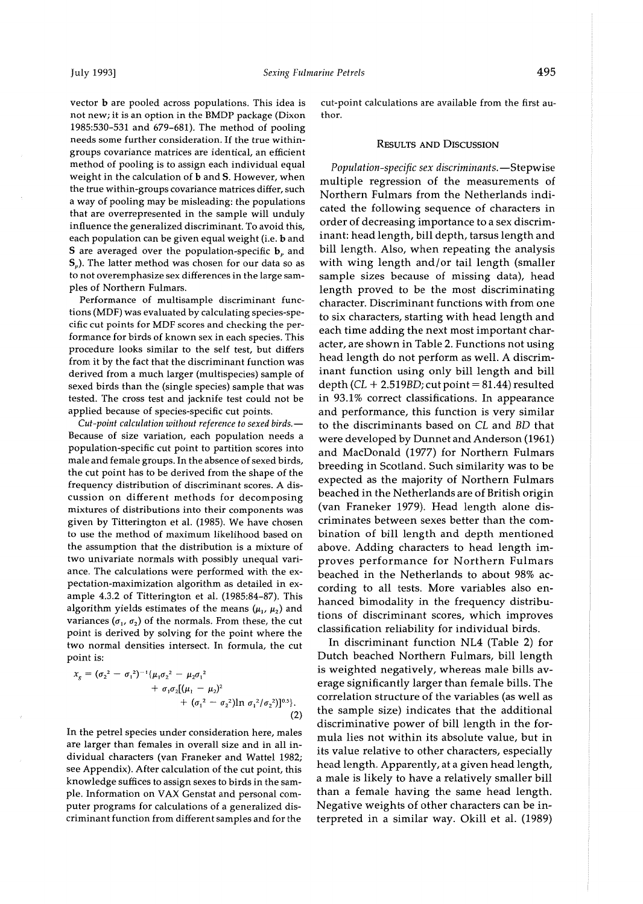vector **b** are pooled across populations. This idea is not new; it is an option in the BMDP package (Dixon 1985:530–531 and 679–681). The method of pooling needs some further consideration. If the true within-groups covariance matrices are identical, an efficient method of pooling is to assign each individual equal weight in the calculation of **b** and **S**. However, when the true within-groups covariance matrices differ, such a way of pooling may be misleading: the populations that are overrepresented in the sample will unduly influence the generalized discriminant. To avoid this, each population can be given equal weight (i.e. **b** and **S** are averaged over the population-specific $\mathbf{b}_p$ and $\mathbf{S}_p$). The latter method was chosen for our data so as to not overemphasize sex differences in the large samples of Northern Fulmars.

Performance of multisample discriminant functions (MDF) was evaluated by calculating species-specific cut points for MDF scores and checking the performance for birds of known sex in each species. This procedure looks similar to the self test, but differs from it by the fact that the discriminant function was derived from a much larger (multispecies) sample of sexed birds than the (single species) sample that was tested. The cross test and jacknife test could not be applied because of species-specific cut points.

*Cut-point calculation without reference to sexed birds.*—Because of size variation, each population needs a population-specific cut point to partition scores into male and female groups. In the absence of sexed birds, the cut point has to be derived from the shape of the frequency distribution of discriminant scores. A discussion on different methods for decomposing mixtures of distributions into their components was given by Titterington et al. (1985). We have chosen to use the method of maximum likelihood based on the assumption that the distribution is a mixture of two univariate normals with possibly unequal variance. The calculations were performed with the expectation-maximization algorithm as detailed in example 4.3.2 of Titterington et al. (1985:84–87). This algorithm yields estimates of the means ($\mu_1$, $\mu_2$) and variances ($\sigma_1$, $\sigma_2$) of the normals. From these, the cut point is derived by solving for the point where the two normal densities intersect. In formula, the cut point is:

$$x_g = (\sigma_2^2 - \sigma_1^2)^{-1}\{\mu_1\sigma_2^2 - \mu_2\sigma_1^2 + \sigma_1\sigma_2[(\mu_1 - \mu_2)^2 + (\sigma_1^2 - \sigma_2^2)\ln \sigma_1^2/\sigma_2^2)]^{0.5}\}. \quad (2)$$

In the petrel species under consideration here, males are larger than females in overall size and in all individual characters (van Franeker and Wattel 1982; see Appendix). After calculation of the cut point, this knowledge suffices to assign sexes to birds in the sample. Information on VAX Genstat and personal computer programs for calculations of a generalized discriminant function from different samples and for the cut-point calculations are available from the first author.

## Results and Discussion

*Population-specific sex discriminants.*—Stepwise multiple regression of the measurements of Northern Fulmars from the Netherlands indicated the following sequence of characters in order of decreasing importance to a sex discriminant: head length, bill depth, tarsus length and bill length. Also, when repeating the analysis with wing length and/or tail length (smaller sample sizes because of missing data), head length proved to be the most discriminating character. Discriminant functions with from one to six characters, starting with head length and each time adding the next most important character, are shown in Table 2. Functions not using head length do not perform as well. A discriminant function using only bill length and bill depth ($CL + 2.519BD$; cut point = 81.44) resulted in 93.1% correct classifications. In appearance and performance, this function is very similar to the discriminants based on *CL* and *BD* that were developed by Dunnet and Anderson (1961) and MacDonald (1977) for Northern Fulmars breeding in Scotland. Such similarity was to be expected as the majority of Northern Fulmars beached in the Netherlands are of British origin (van Franeker 1979). Head length alone discriminates between sexes better than the combination of bill length and depth mentioned above. Adding characters to head length improves performance for Northern Fulmars beached in the Netherlands to about 98% according to all tests. More variables also enhanced bimodality in the frequency distributions of discriminant scores, which improves classification reliability for individual birds.

In discriminant function NL4 (Table 2) for Dutch beached Northern Fulmars, bill length is weighted negatively, whereas male bills average significantly larger than female bills. The correlation structure of the variables (as well as the sample size) indicates that the additional discriminative power of bill length in the formula lies not within its absolute value, but in its value relative to other characters, especially head length. Apparently, at a given head length, a male is likely to have a relatively smaller bill than a female having the same head length. Negative weights of other characters can be interpreted in a similar way. Okill et al. (1989)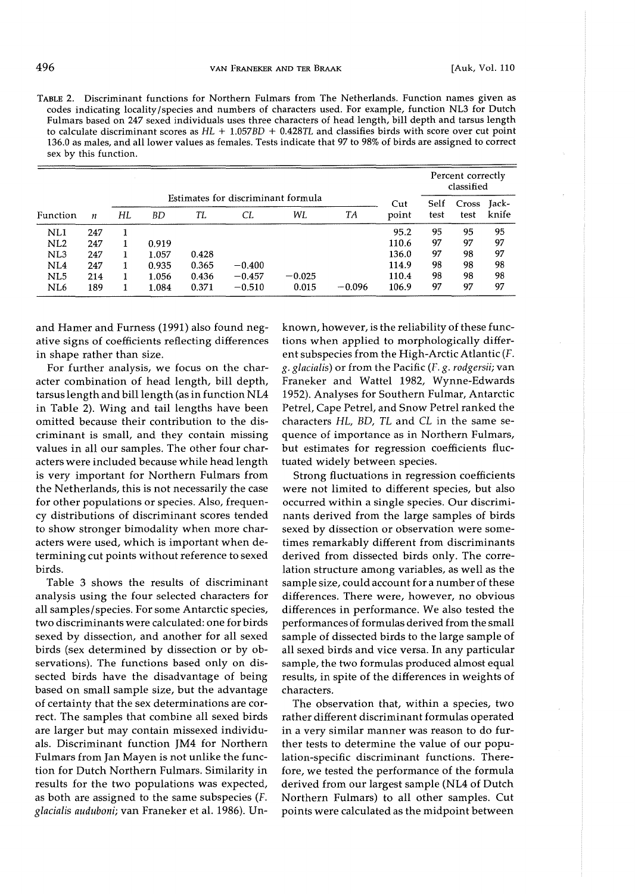TABLE 2. Discriminant functions for Northern Fulmars from The Netherlands. Function names given as codes indicating locality/species and numbers of characters used. For example, function NL3 for Dutch Fulmars based on 247 sexed individuals uses three characters of head length, bill depth and tarsus length to calculate discriminant scores as $HL + 1.057BD + 0.428TL$ and classifies birds with score over cut point 136.0 as males, and all lower values as females. Tests indicate that 97 to 98% of birds are assigned to correct sex by this function.

| | | Estimates for discriminant formula | | | | | | | Percent correctly classified | | |
|---|---|---|---|---|---|---|---|---|---|---|---|
| Function | *n* | *HL* | *BD* | *TL* | *CL* | *WL* | *TA* | Cut point | Self test | Cross test | Jack-knife |
| NL1 | 247 | 1 | | | | | | 95.2 | 95 | 95 | 95 |
| NL2 | 247 | 1 | 0.919 | | | | | 110.6 | 97 | 97 | 97 |
| NL3 | 247 | 1 | 1.057 | 0.428 | | | | 136.0 | 97 | 98 | 97 |
| NL4 | 247 | 1 | 0.935 | 0.365 | −0.400 | | | 114.9 | 98 | 98 | 98 |
| NL5 | 214 | 1 | 1.056 | 0.436 | −0.457 | −0.025 | | 110.4 | 98 | 98 | 98 |
| NL6 | 189 | 1 | 1.084 | 0.371 | −0.510 | 0.015 | −0.096 | 106.9 | 97 | 97 | 97 |

and Hamer and Furness (1991) also found negative signs of coefficients reflecting differences in shape rather than size.

For further analysis, we focus on the character combination of head length, bill depth, tarsus length and bill length (as in function NL4 in Table 2). Wing and tail lengths have been omitted because their contribution to the discriminant is small, and they contain missing values in all our samples. The other four characters were included because while head length is very important for Northern Fulmars from the Netherlands, this is not necessarily the case for other populations or species. Also, frequency distributions of discriminant scores tended to show stronger bimodality when more characters were used, which is important when determining cut points without reference to sexed birds.

Table 3 shows the results of discriminant analysis using the four selected characters for all samples/species. For some Antarctic species, two discriminants were calculated: one for birds sexed by dissection, and another for all sexed birds (sex determined by dissection or by observations). The functions based only on dissected birds have the disadvantage of being based on small sample size, but the advantage of certainty that the sex determinations are correct. The samples that combine all sexed birds are larger but may contain missexed individuals. Discriminant function JM4 for Northern Fulmars from Jan Mayen is not unlike the function for Dutch Northern Fulmars. Similarity in results for the two populations was expected, as both are assigned to the same subspecies (*F. glacialis auduboni*; van Franeker et al. 1986). Unknown, however, is the reliability of these functions when applied to morphologically different subspecies from the High-Arctic Atlantic (*F. g. glacialis*) or from the Pacific (*F. g. rodgersii*; van Franeker and Wattel 1982, Wynne-Edwards 1952). Analyses for Southern Fulmar, Antarctic Petrel, Cape Petrel, and Snow Petrel ranked the characters *HL*, *BD*, *TL* and *CL* in the same sequence of importance as in Northern Fulmars, but estimates for regression coefficients fluctuated widely between species.

Strong fluctuations in regression coefficients were not limited to different species, but also occurred within a single species. Our discriminants derived from the large samples of birds sexed by dissection or observation were sometimes remarkably different from discriminants derived from dissected birds only. The correlation structure among variables, as well as the sample size, could account for a number of these differences. There were, however, no obvious differences in performance. We also tested the performances of formulas derived from the small sample of dissected birds to the large sample of all sexed birds and vice versa. In any particular sample, the two formulas produced almost equal results, in spite of the differences in weights of characters.

The observation that, within a species, two rather different discriminant formulas operated in a very similar manner was reason to do further tests to determine the value of our population-specific discriminant functions. Therefore, we tested the performance of the formula derived from our largest sample (NL4 of Dutch Northern Fulmars) to all other samples. Cut points were calculated as the midpoint between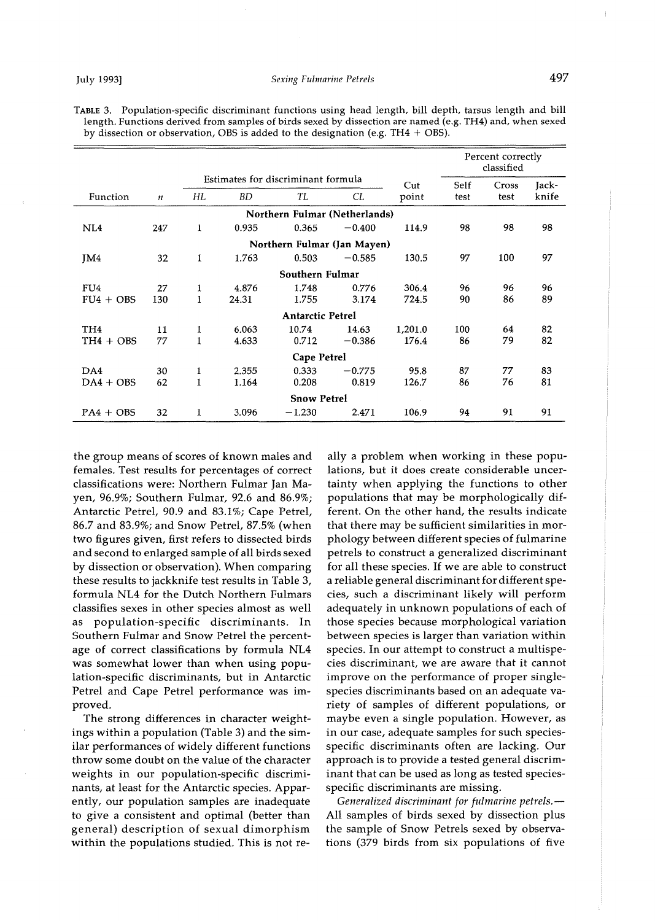TABLE 3. Population-specific discriminant functions using head length, bill depth, tarsus length and bill length. Functions derived from samples of birds sexed by dissection are named (e.g. TH4) and, when sexed by dissection or observation, OBS is added to the designation (e.g. TH4 + OBS).

| | | Estimates for discriminant formula | | | | | Percent correctly classified | | |
|---|---|---|---|---|---|---|---|---|---|
| Function | *n* | *HL* | *BD* | *TL* | *CL* | Cut point | Self test | Cross test | Jack-knife |
| | | | | Northern Fulmar (Netherlands) | | | | | |
| NL4 | 247 | 1 | 0.935 | 0.365 | −0.400 | 114.9 | 98 | 98 | 98 |
| | | | | Northern Fulmar (Jan Mayen) | | | | | |
| JM4 | 32 | 1 | 1.763 | 0.503 | −0.585 | 130.5 | 97 | 100 | 97 |
| | | | | Southern Fulmar | | | | | |
| FU4 | 27 | 1 | 4.876 | 1.748 | 0.776 | 306.4 | 96 | 96 | 96 |
| FU4 + OBS | 130 | 1 | 24.31 | 1.755 | 3.174 | 724.5 | 90 | 86 | 89 |
| | | | | Antarctic Petrel | | | | | |
| TH4 | 11 | 1 | 6.063 | 10.74 | 14.63 | 1,201.0 | 100 | 64 | 82 |
| TH4 + OBS | 77 | 1 | 4.633 | 0.712 | −0.386 | 176.4 | 86 | 79 | 82 |
| | | | | Cape Petrel | | | | | |
| DA4 | 30 | 1 | 2.355 | 0.333 | −0.775 | 95.8 | 87 | 77 | 83 |
| DA4 + OBS | 62 | 1 | 1.164 | 0.208 | 0.819 | 126.7 | 86 | 76 | 81 |
| | | | | Snow Petrel | | | | | |
| PA4 + OBS | 32 | 1 | 3.096 | −1.230 | 2.471 | 106.9 | 94 | 91 | 91 |

the group means of scores of known males and females. Test results for percentages of correct classifications were: Northern Fulmar Jan Mayen, 96.9%; Southern Fulmar, 92.6 and 86.9%; Antarctic Petrel, 90.9 and 83.1%; Cape Petrel, 86.7 and 83.9%; and Snow Petrel, 87.5% (when two figures given, first refers to dissected birds and second to enlarged sample of all birds sexed by dissection or observation). When comparing these results to jackknife test results in Table 3, formula NL4 for the Dutch Northern Fulmars classifies sexes in other species almost as well as population-specific discriminants. In Southern Fulmar and Snow Petrel the percentage of correct classifications by formula NL4 was somewhat lower than when using population-specific discriminants, but in Antarctic Petrel and Cape Petrel performance was improved.

The strong differences in character weightings within a population (Table 3) and the similar performances of widely different functions throw some doubt on the value of the character weights in our population-specific discriminants, at least for the Antarctic species. Apparently, our population samples are inadequate to give a consistent and optimal (better than general) description of sexual dimorphism within the populations studied. This is not really a problem when working in these populations, but it does create considerable uncertainty when applying the functions to other populations that may be morphologically different. On the other hand, the results indicate that there may be sufficient similarities in morphology between different species of fulmarine petrels to construct a generalized discriminant for all these species. If we are able to construct a reliable general discriminant for different species, such a discriminant likely will perform adequately in unknown populations of each of those species because morphological variation between species is larger than variation within species. In our attempt to construct a multispecies discriminant, we are aware that it cannot improve on the performance of proper single-species discriminants based on an adequate variety of samples of different populations, or maybe even a single population. However, as in our case, adequate samples for such species-specific discriminants often are lacking. Our approach is to provide a tested general discriminant that can be used as long as tested species-specific discriminants are missing.

*Generalized discriminant for fulmarine petrels.*— All samples of birds sexed by dissection plus the sample of Snow Petrels sexed by observations (379 birds from six populations of five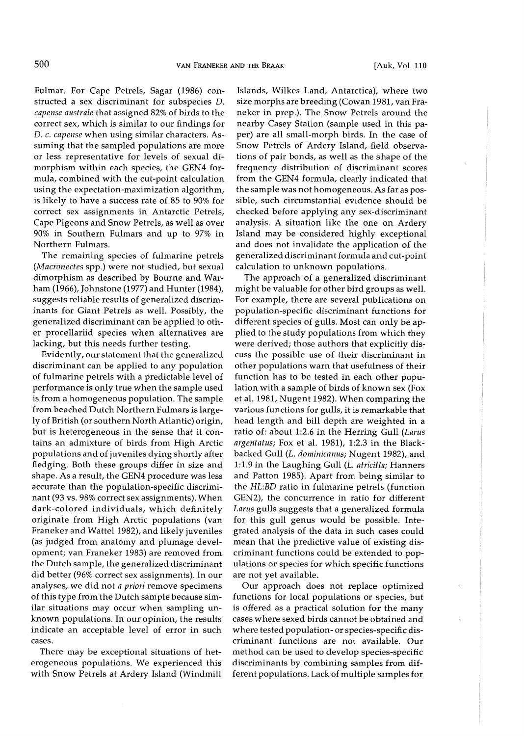Fulmar. For Cape Petrels, Sagar (1986) constructed a sex discriminant for subspecies *D. capense australe* that assigned 82% of birds to the correct sex, which is similar to our findings for *D. c. capense* when using similar characters. Assuming that the sampled populations are more or less representative for levels of sexual dimorphism within each species, the GEN4 formula, combined with the cut-point calculation using the expectation-maximization algorithm, is likely to have a success rate of 85 to 90% for correct sex assignments in Antarctic Petrels, Cape Pigeons and Snow Petrels, as well as over 90% in Southern Fulmars and up to 97% in Northern Fulmars.

The remaining species of fulmarine petrels (*Macronectes* spp.) were not studied, but sexual dimorphism as described by Bourne and Warham (1966), Johnstone (1977) and Hunter (1984), suggests reliable results of generalized discriminants for Giant Petrels as well. Possibly, the generalized discriminant can be applied to other procellariid species when alternatives are lacking, but this needs further testing.

Evidently, our statement that the generalized discriminant can be applied to any population of fulmarine petrels with a predictable level of performance is only true when the sample used is from a homogeneous population. The sample from beached Dutch Northern Fulmars is largely of British (or southern North Atlantic) origin, but is heterogeneous in the sense that it contains an admixture of birds from High Arctic populations and of juveniles dying shortly after fledging. Both these groups differ in size and shape. As a result, the GEN4 procedure was less accurate than the population-specific discriminant (93 vs. 98% correct sex assignments). When dark-colored individuals, which definitely originate from High Arctic populations (van Franeker and Wattel 1982), and likely juveniles (as judged from anatomy and plumage development; van Franeker 1983) are removed from the Dutch sample, the generalized discriminant did better (96% correct sex assignments). In our analyses, we did not *a priori* remove specimens of this type from the Dutch sample because similar situations may occur when sampling unknown populations. In our opinion, the results indicate an acceptable level of error in such cases.

There may be exceptional situations of heterogeneous populations. We experienced this with Snow Petrels at Ardery Island (Windmill Islands, Wilkes Land, Antarctica), where two size morphs are breeding (Cowan 1981, van Franeker in prep.). The Snow Petrels around the nearby Casey Station (sample used in this paper) are all small-morph birds. In the case of Snow Petrels of Ardery Island, field observations of pair bonds, as well as the shape of the frequency distribution of discriminant scores from the GEN4 formula, clearly indicated that the sample was not homogeneous. As far as possible, such circumstantial evidence should be checked before applying any sex-discriminant analysis. A situation like the one on Ardery Island may be considered highly exceptional and does not invalidate the application of the generalized discriminant formula and cut-point calculation to unknown populations.

The approach of a generalized discriminant might be valuable for other bird groups as well. For example, there are several publications on population-specific discriminant functions for different species of gulls. Most can only be applied to the study populations from which they were derived; those authors that explicitly discuss the possible use of their discriminant in other populations warn that usefulness of their function has to be tested in each other population with a sample of birds of known sex (Fox et al. 1981, Nugent 1982). When comparing the various functions for gulls, it is remarkable that head length and bill depth are weighted in a ratio of: about 1:2.6 in the Herring Gull (*Larus argentatus*; Fox et al. 1981), 1:2.3 in the Black-backed Gull (*L. dominicanus*; Nugent 1982), and 1:1.9 in the Laughing Gull (*L. atricilla*; Hanners and Patton 1985). Apart from being similar to the *HL:BD* ratio in fulmarine petrels (function GEN2), the concurrence in ratio for different *Larus* gulls suggests that a generalized formula for this gull genus would be possible. Integrated analysis of the data in such cases could mean that the predictive value of existing discriminant functions could be extended to populations or species for which specific functions are not yet available.

Our approach does not replace optimized functions for local populations or species, but is offered as a practical solution for the many cases where sexed birds cannot be obtained and where tested population- or species-specific discriminant functions are not available. Our method can be used to develop species-specific discriminants by combining samples from different populations. Lack of multiple samples for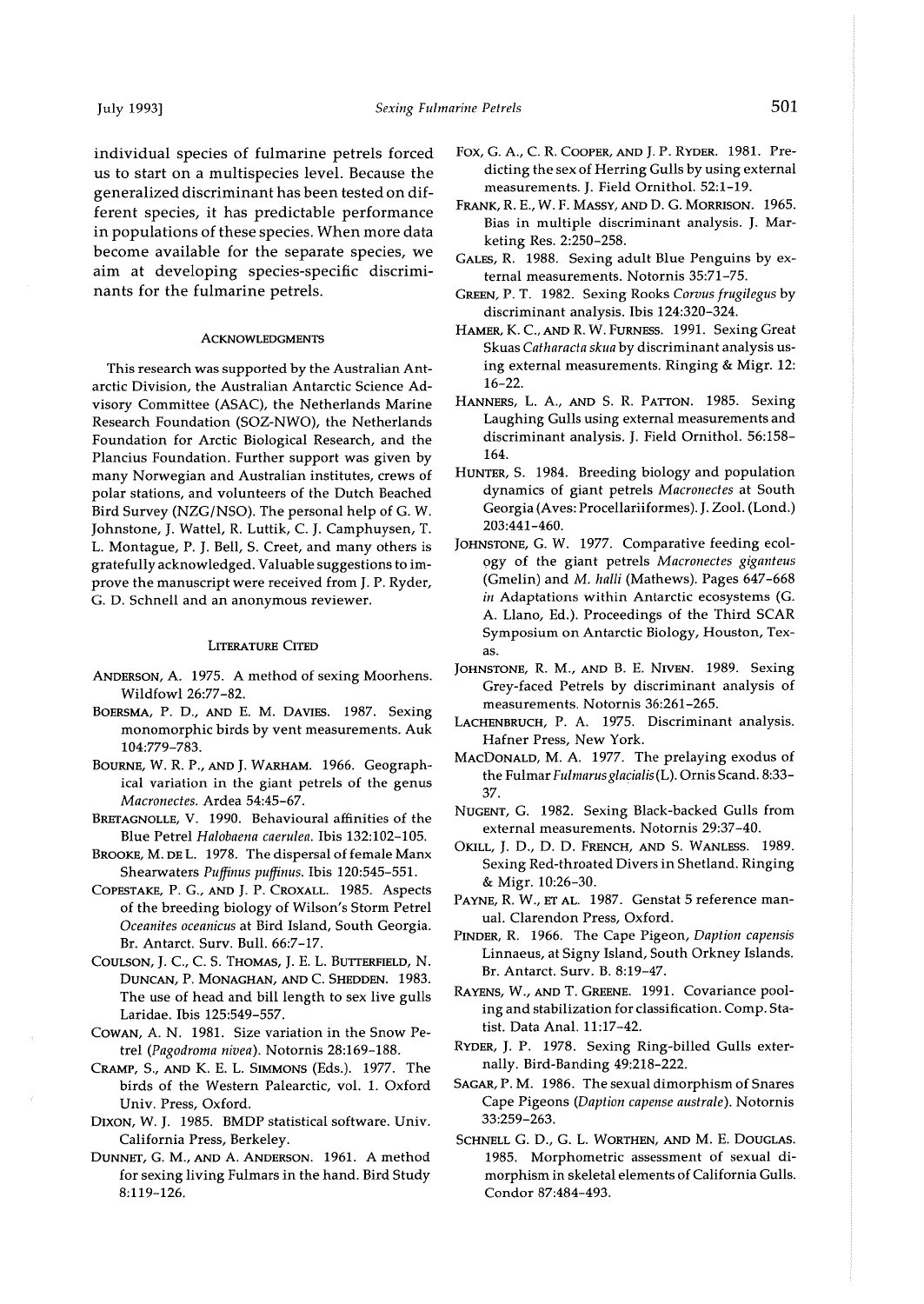individual species of fulmarine petrels forced us to start on a multispecies level. Because the generalized discriminant has been tested on different species, it has predictable performance in populations of these species. When more data become available for the separate species, we aim at developing species-specific discriminants for the fulmarine petrels.

## Acknowledgments

This research was supported by the Australian Antarctic Division, the Australian Antarctic Science Advisory Committee (ASAC), the Netherlands Marine Research Foundation (SOZ-NWO), the Netherlands Foundation for Arctic Biological Research, and the Plancius Foundation. Further support was given by many Norwegian and Australian institutes, crews of polar stations, and volunteers of the Dutch Beached Bird Survey (NZG/NSO). The personal help of G. W. Johnstone, J. Wattel, R. Luttik, C. J. Camphuysen, T. L. Montague, P. J. Bell, S. Creet, and many others is gratefully acknowledged. Valuable suggestions to improve the manuscript were received from J. P. Ryder, G. D. Schnell and an anonymous reviewer.

## Literature Cited

Anderson, A. 1975. A method of sexing Moorhens. Wildfowl 26:77–82.

Boersma, P. D., and E. M. Davies. 1987. Sexing monomorphic birds by vent measurements. Auk 104:779–783.

Bourne, W. R. P., and J. Warham. 1966. Geographical variation in the giant petrels of the genus *Macronectes*. Ardea 54:45–67.

Bretagnolle, V. 1990. Behavioural affinities of the Blue Petrel *Halobaena caerulea*. Ibis 132:102–105.

Brooke, M. de L. 1978. The dispersal of female Manx Shearwaters *Puffinus puffinus*. Ibis 120:545–551.

Copestake, P. G., and J. P. Croxall. 1985. Aspects of the breeding biology of Wilson's Storm Petrel *Oceanites oceanicus* at Bird Island, South Georgia. Br. Antarct. Surv. Bull. 66:7–17.

Coulson, J. C., C. S. Thomas, J. E. L. Butterfield, N. Duncan, P. Monaghan, and C. Shedden. 1983. The use of head and bill length to sex live gulls Laridae. Ibis 125:549–557.

Cowan, A. N. 1981. Size variation in the Snow Petrel (*Pagodroma nivea*). Notornis 28:169–188.

Cramp, S., and K. E. L. Simmons (Eds.). 1977. The birds of the Western Palearctic, vol. 1. Oxford Univ. Press, Oxford.

Dixon, W. J. 1985. BMDP statistical software. Univ. California Press, Berkeley.

Dunnet, G. M., and A. Anderson. 1961. A method for sexing living Fulmars in the hand. Bird Study 8:119–126.

Fox, G. A., C. R. Cooper, and J. P. Ryder. 1981. Predicting the sex of Herring Gulls by using external measurements. J. Field Ornithol. 52:1–19.

Frank, R. E., W. F. Massy, and D. G. Morrison. 1965. Bias in multiple discriminant analysis. J. Marketing Res. 2:250–258.

Gales, R. 1988. Sexing adult Blue Penguins by external measurements. Notornis 35:71–75.

Green, P. T. 1982. Sexing Rooks *Corvus frugilegus* by discriminant analysis. Ibis 124:320–324.

Hamer, K. C., and R. W. Furness. 1991. Sexing Great Skuas *Catharacta skua* by discriminant analysis using external measurements. Ringing & Migr. 12:16–22.

Hanners, L. A., and S. R. Patton. 1985. Sexing Laughing Gulls using external measurements and discriminant analysis. J. Field Ornithol. 56:158–164.

Hunter, S. 1984. Breeding biology and population dynamics of giant petrels *Macronectes* at South Georgia (Aves: Procellariiformes). J. Zool. (Lond.) 203:441–460.

Johnstone, G. W. 1977. Comparative feeding ecology of the giant petrels *Macronectes giganteus* (Gmelin) and *M. halli* (Mathews). Pages 647–668 *in* Adaptations within Antarctic ecosystems (G. A. Llano, Ed.). Proceedings of the Third SCAR Symposium on Antarctic Biology, Houston, Texas.

Johnstone, R. M., and B. E. Niven. 1989. Sexing Grey-faced Petrels by discriminant analysis of measurements. Notornis 36:261–265.

Lachenbruch, P. A. 1975. Discriminant analysis. Hafner Press, New York.

MacDonald, M. A. 1977. The prelaying exodus of the Fulmar *Fulmarus glacialis* (L). Ornis Scand. 8:33–37.

Nugent, G. 1982. Sexing Black-backed Gulls from external measurements. Notornis 29:37–40.

Okill, J. D., D. D. French, and S. Wanless. 1989. Sexing Red-throated Divers in Shetland. Ringing & Migr. 10:26–30.

Payne, R. W., et al. 1987. Genstat 5 reference manual. Clarendon Press, Oxford.

Pinder, R. 1966. The Cape Pigeon, *Daption capensis* Linnaeus, at Signy Island, South Orkney Islands. Br. Antarct. Surv. B. 8:19–47.

Rayens, W., and T. Greene. 1991. Covariance pooling and stabilization for classification. Comp. Statist. Data Anal. 11:17–42.

Ryder, J. P. 1978. Sexing Ring-billed Gulls externally. Bird-Banding 49:218–222.

Sagar, P. M. 1986. The sexual dimorphism of Snares Cape Pigeons (*Daption capense australe*). Notornis 33:259–263.

Schnell G. D., G. L. Worthen, and M. E. Douglas. 1985. Morphometric assessment of sexual dimorphism in skeletal elements of California Gulls. Condor 87:484–493.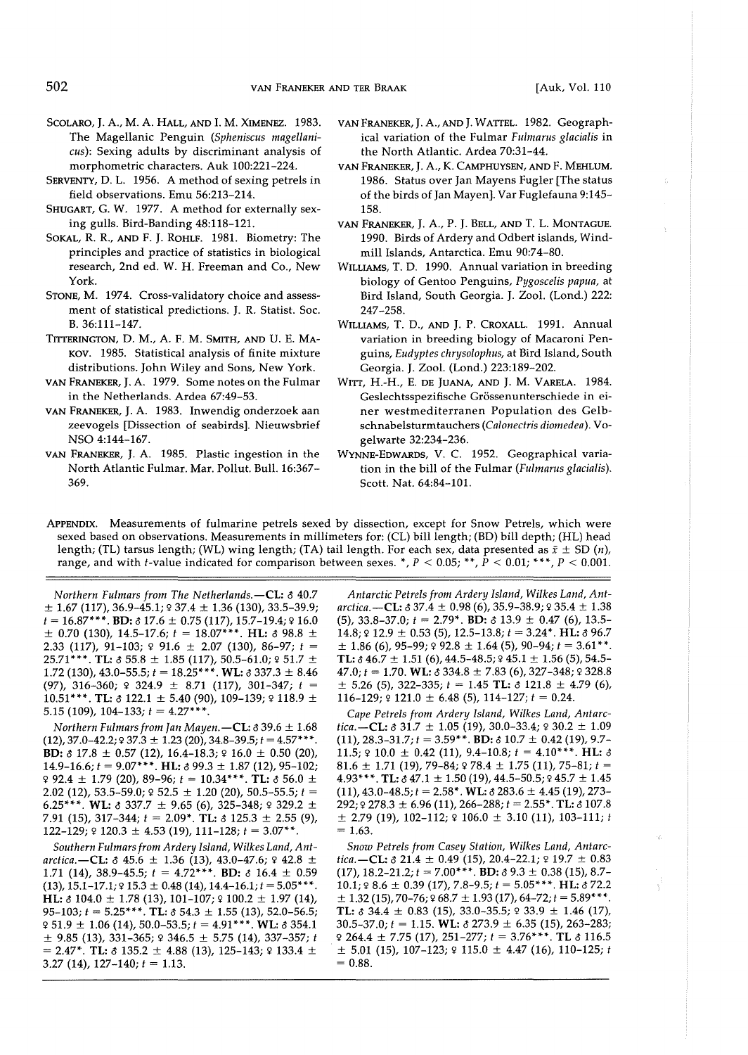SCOLARO, J. A., M. A. HALL, AND I. M. XIMENEZ. 1983. The Magellanic Penguin (*Spheniscus magellanicus*): Sexing adults by discriminant analysis of morphometric characters. Auk 100:221–224.

SERVENTY, D. L. 1956. A method of sexing petrels in field observations. Emu 56:213–214.

SHUGART, G. W. 1977. A method for externally sexing gulls. Bird-Banding 48:118–121.

SOKAL, R. R., AND F. J. ROHLF. 1981. Biometry: The principles and practice of statistics in biological research, 2nd ed. W. H. Freeman and Co., New York.

STONE, M. 1974. Cross-validatory choice and assessment of statistical predictions. J. R. Statist. Soc. B. 36:111–147.

TITTERINGTON, D. M., A. F. M. SMITH, AND U. E. MAKOV. 1985. Statistical analysis of finite mixture distributions. John Wiley and Sons, New York.

VAN FRANEKER, J. A. 1979. Some notes on the Fulmar in the Netherlands. Ardea 67:49–53.

VAN FRANEKER, J. A. 1983. Inwendig onderzoek aan zeevogels [Dissection of seabirds]. Nieuwsbrief NSO 4:144–167.

VAN FRANEKER, J. A. 1985. Plastic ingestion in the North Atlantic Fulmar. Mar. Pollut. Bull. 16:367–369.

VAN FRANEKER, J. A., AND J. WATTEL. 1982. Geographical variation of the Fulmar *Fulmarus glacialis* in the North Atlantic. Ardea 70:31–44.

VAN FRANEKER, J. A., K. CAMPHUYSEN, AND F. MEHLUM. 1986. Status over Jan Mayens Fugler [The status of the birds of Jan Mayen]. Var Fuglefauna 9:145–158.

VAN FRANEKER, J. A., P. J. BELL, AND T. L. MONTAGUE. 1990. Birds of Ardery and Odbert islands, Windmill Islands, Antarctica. Emu 90:74–80.

WILLIAMS, T. D. 1990. Annual variation in breeding biology of Gentoo Penguins, *Pygoscelis papua*, at Bird Island, South Georgia. J. Zool. (Lond.) 222: 247–258.

WILLIAMS, T. D., AND J. P. CROXALL. 1991. Annual variation in breeding biology of Macaroni Penguins, *Eudyptes chrysolophus*, at Bird Island, South Georgia. J. Zool. (Lond.) 223:189–202.

WITT, H.-H., E. DE JUANA, AND J. M. VARELA. 1984. Geslechtsspezifische Grössenunterschiede in einer westmediterranen Population des Gelbschnabelsturmtauchers (*Calonectris diomedea*). Vogelwarte 32:234–236.

WYNNE-EDWARDS, V. C. 1952. Geographical variation in the bill of the Fulmar (*Fulmarus glacialis*). Scott. Nat. 64:84–101.

APPENDIX. Measurements of fulmarine petrels sexed by dissection, except for Snow Petrels, which were sexed based on observations. Measurements in millimeters for: (CL) bill length; (BD) bill depth; (HL) head length; (TL) tarsus length; (WL) wing length; (TA) tail length. For each sex, data presented as $\bar{x} \pm$ SD ($n$), range, and with $t$-value indicated for comparison between sexes. \*, $P < 0.05$; \*\*, $P < 0.01$; \*\*\*, $P < 0.001$.

*Northern Fulmars from The Netherlands.*—**CL:** ♂ 40.7 ± 1.67 (117), 36.9–45.1; ♀ 37.4 ± 1.36 (130), 33.5–39.9; $t$ = 16.87\*\*\*. **BD:** ♂ 17.6 ± 0.75 (117), 15.7–19.4; ♀ 16.0 ± 0.70 (130), 14.5–17.6; $t$ = 18.07\*\*\*. **HL:** ♂ 98.8 ± 2.33 (117), 91–103; ♀ 91.6 ± 2.07 (130), 86–97; $t$ = 25.71\*\*\*. **TL:** ♂ 55.8 ± 1.85 (117), 50.5–61.0; ♀ 51.7 ± 1.72 (130), 43.0–55.5; $t$ = 18.25\*\*\*. **WL:** ♂ 337.3 ± 8.46 (97), 316–360; ♀ 324.9 ± 8.71 (117), 301–347; $t$ = 10.51\*\*\*. **TL:** ♂ 122.1 ± 5.40 (90), 109–139; ♀ 118.9 ± 5.15 (109), 104–133; $t$ = 4.27\*\*\*.

*Northern Fulmars from Jan Mayen.*—**CL:** ♂ 39.6 ± 1.68 (12), 37.0–42.2; ♀ 37.3 ± 1.23 (20), 34.8–39.5; $t$ = 4.57\*\*\*. **BD:** ♂ 17.8 ± 0.57 (12), 16.4–18.3; ♀ 16.0 ± 0.50 (20), 14.9–16.6; $t$ = 9.07\*\*\*. **HL:** ♂ 99.3 ± 1.87 (12), 95–102; ♀ 92.4 ± 1.79 (20), 89–96; $t$ = 10.34\*\*\*. **TL:** ♂ 56.0 ± 2.02 (12), 53.5–59.0; ♀ 52.5 ± 1.20 (20), 50.5–55.5; $t$ = 6.25\*\*\*. **WL:** ♂ 337.7 ± 9.65 (6), 325–348; ♀ 329.2 ± 7.91 (15), 317–344; $t$ = 2.09\*. **TL:** ♂ 125.3 ± 2.55 (9), 122–129; ♀ 120.3 ± 4.53 (19), 111–128; $t$ = 3.07\*\*.

*Southern Fulmars from Ardery Island, Wilkes Land, Antarctica.*—**CL:** ♂ 45.6 ± 1.36 (13), 43.0–47.6; ♀ 42.8 ± 1.71 (14), 38.9–45.5; $t$ = 4.72\*\*\*. **BD:** ♂ 16.4 ± 0.59 (13), 15.1–17.1; ♀ 15.3 ± 0.48 (14), 14.4–16.1; $t$ = 5.05\*\*\*. **HL:** ♂ 104.0 ± 1.78 (13), 101–107; ♀ 100.2 ± 1.97 (14), 95–103; $t$ = 5.25\*\*\*. **TL:** ♂ 54.3 ± 1.55 (13), 52.0–56.5; ♀ 51.9 ± 1.06 (14), 50.0–53.5; $t$ = 4.91\*\*\*. **WL:** ♂ 354.1 ± 9.85 (13), 331–365; ♀ 346.5 ± 5.75 (14), 337–357; $t$ = 2.47\*. **TL:** ♂ 135.2 ± 4.88 (13), 125–143; ♀ 133.4 ± 3.27 (14), 127–140; $t$ = 1.13.

*Antarctic Petrels from Ardery Island, Wilkes Land, Antarctica.*—**CL:** ♂ 37.4 ± 0.98 (6), 35.9–38.9; ♀ 35.4 ± 1.38 (5), 33.8–37.0; $t$ = 2.79\*. **BD:** ♂ 13.9 ± 0.47 (6), 13.5–14.8; ♀ 12.9 ± 0.53 (5), 12.5–13.8; $t$ = 3.24\*. **HL:** ♂ 96.7 ± 1.86 (6), 95–99; ♀ 92.8 ± 1.64 (5), 90–94; $t$ = 3.61\*\*. **TL:** ♂ 46.7 ± 1.51 (6), 44.5–48.5; ♀ 45.1 ± 1.56 (5), 54.5–47.0; $t$ = 1.70. **WL:** ♂ 334.8 ± 7.83 (6), 327–348; ♀ 328.8 ± 5.26 (5), 322–335; $t$ = 1.45 **TL:** ♂ 121.8 ± 4.79 (6), 116–129; ♀ 121.0 ± 6.48 (5), 114–127; $t$ = 0.24.

*Cape Petrels from Ardery Island, Wilkes Land, Antarctica.*—**CL:** ♂ 31.7 ± 1.05 (19), 30.0–33.4; ♀ 30.2 ± 1.09 (11), 28.3–31.7; $t$ = 3.59\*\*. **BD:** ♂ 10.7 ± 0.42 (19), 9.7–11.5; ♀ 10.0 ± 0.42 (11), 9.4–10.8; $t$ = 4.10\*\*\*. **HL:** ♂ 81.6 ± 1.71 (19), 79–84; ♀ 78.4 ± 1.75 (11), 75–81; $t$ = 4.93\*\*\*. **TL:** ♂ 47.1 ± 1.50 (19), 44.5–50.5; ♀ 45.7 ± 1.45 (11), 43.0–48.5; $t$ = 2.58\*. **WL:** ♂ 283.6 ± 4.45 (19), 273–292; ♀ 278.3 ± 6.96 (11), 266–288; $t$ = 2.55\*. **TL:** ♂ 107.8 ± 2.79 (19), 102–112; ♀ 106.0 ± 3.10 (11), 103–111; $t$ = 1.63.

*Snow Petrels from Casey Station, Wilkes Land, Antarctica.*—**CL:** ♂ 21.4 ± 0.49 (15), 20.4–22.1; ♀ 19.7 ± 0.83 (17), 18.2–21.2; $t$ = 7.00\*\*\*. **BD:** ♂ 9.3 ± 0.38 (15), 8.7–10.1; ♀ 8.6 ± 0.39 (17), 7.8–9.5; $t$ = 5.05\*\*\*. **HL:** ♂ 72.2 ± 1.32 (15), 70–76; ♀ 68.7 ± 1.93 (17), 64–72; $t$ = 5.89\*\*\*. **TL:** ♂ 34.4 ± 0.83 (15), 33.0–35.5; ♀ 33.9 ± 1.46 (17), 30.5–37.0; $t$ = 1.15. **WL:** ♂ 273.9 ± 6.35 (15), 263–283; ♀ 264.4 ± 7.75 (17), 251–277; $t$ = 3.76\*\*\*. **TL** ♂ 116.5 ± 5.01 (15), 107–123; ♀ 115.0 ± 4.47 (16), 110–125; $t$ = 0.88.